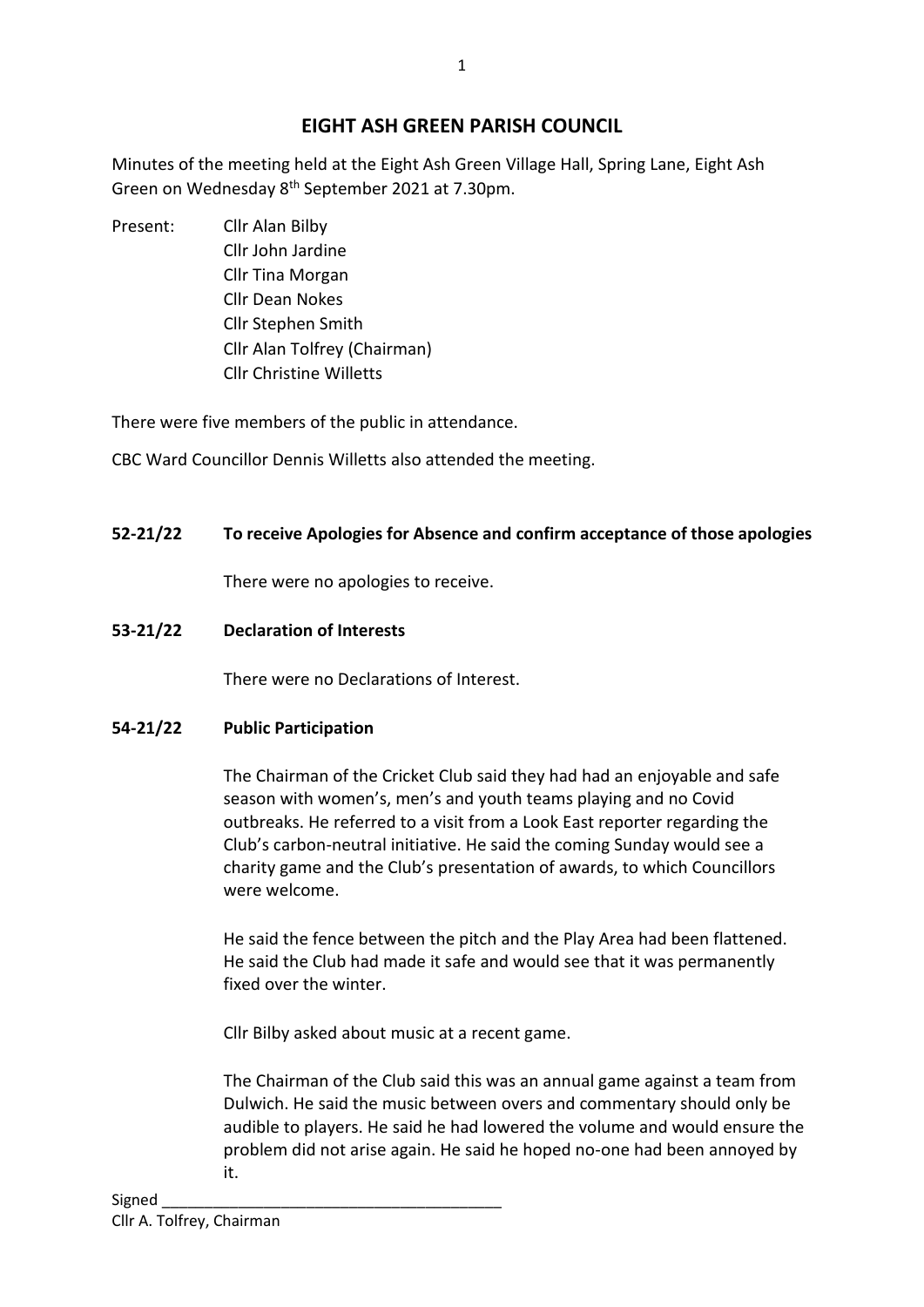# EIGHT ASH GREEN PARISH COUNCIL

Minutes of the meeting held at the Eight Ash Green Village Hall, Spring Lane, Eight Ash Green on Wednesday 8th September 2021 at 7.30pm.

Present:
- Cllr Alan Bilby
- Cllr John Jardine
- Cllr Tina Morgan
- Cllr Dean Nokes
- Cllr Stephen Smith
- Cllr Alan Tolfrey (Chairman)
- Cllr Christine Willetts

There were five members of the public in attendance.

CBC Ward Councillor Dennis Willetts also attended the meeting.

**52-21/22 To receive Apologies for Absence and confirm acceptance of those apologies**

There were no apologies to receive.

**53-21/22 Declaration of Interests**

There were no Declarations of Interest.

**54-21/22 Public Participation**

The Chairman of the Cricket Club said they had had an enjoyable and safe season with women's, men's and youth teams playing and no Covid outbreaks. He referred to a visit from a Look East reporter regarding the Club's carbon-neutral initiative. He said the coming Sunday would see a charity game and the Club's presentation of awards, to which Councillors were welcome.

He said the fence between the pitch and the Play Area had been flattened. He said the Club had made it safe and would see that it was permanently fixed over the winter.

Cllr Bilby asked about music at a recent game.

The Chairman of the Club said this was an annual game against a team from Dulwich. He said the music between overs and commentary should only be audible to players. He said he had lowered the volume and would ensure the problem did not arise again. He said he hoped no-one had been annoyed by it.

Signed ______________________________________
Cllr A. Tolfrey, Chairman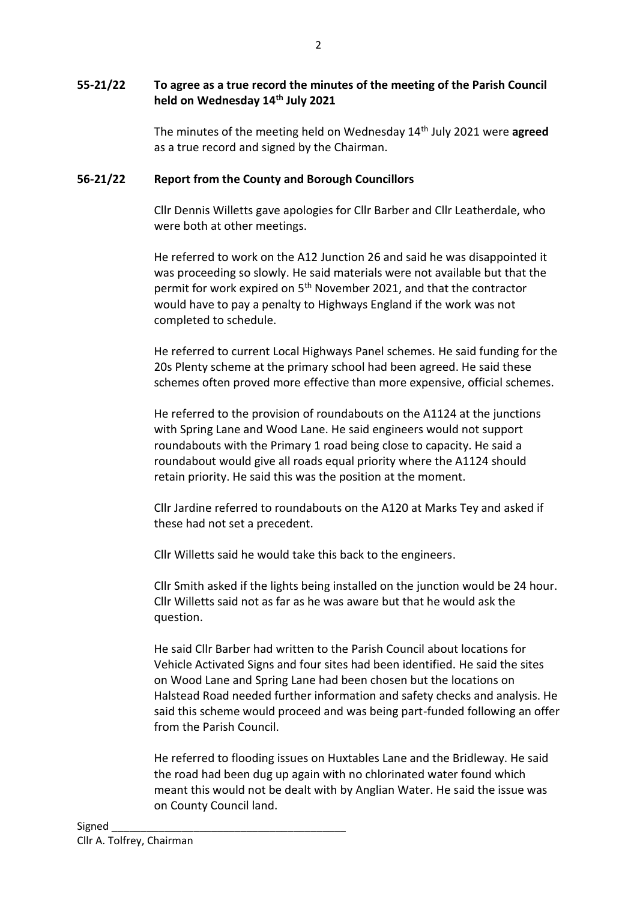**55-21/22 To agree as a true record the minutes of the meeting of the Parish Council held on Wednesday 14th July 2021**

The minutes of the meeting held on Wednesday 14th July 2021 were **agreed** as a true record and signed by the Chairman.

**56-21/22 Report from the County and Borough Councillors**

Cllr Dennis Willetts gave apologies for Cllr Barber and Cllr Leatherdale, who were both at other meetings.

He referred to work on the A12 Junction 26 and said he was disappointed it was proceeding so slowly. He said materials were not available but that the permit for work expired on 5th November 2021, and that the contractor would have to pay a penalty to Highways England if the work was not completed to schedule.

He referred to current Local Highways Panel schemes. He said funding for the 20s Plenty scheme at the primary school had been agreed. He said these schemes often proved more effective than more expensive, official schemes.

He referred to the provision of roundabouts on the A1124 at the junctions with Spring Lane and Wood Lane. He said engineers would not support roundabouts with the Primary 1 road being close to capacity. He said a roundabout would give all roads equal priority where the A1124 should retain priority. He said this was the position at the moment.

Cllr Jardine referred to roundabouts on the A120 at Marks Tey and asked if these had not set a precedent.

Cllr Willetts said he would take this back to the engineers.

Cllr Smith asked if the lights being installed on the junction would be 24 hour. Cllr Willetts said not as far as he was aware but that he would ask the question.

He said Cllr Barber had written to the Parish Council about locations for Vehicle Activated Signs and four sites had been identified. He said the sites on Wood Lane and Spring Lane had been chosen but the locations on Halstead Road needed further information and safety checks and analysis. He said this scheme would proceed and was being part-funded following an offer from the Parish Council.

He referred to flooding issues on Huxtables Lane and the Bridleway. He said the road had been dug up again with no chlorinated water found which meant this would not be dealt with by Anglian Water. He said the issue was on County Council land.

Signed \_\_\_\_\_\_\_\_\_\_\_\_\_\_\_\_\_\_\_\_\_\_\_\_\_\_\_\_\_\_\_\_\_\_\_\_\_\_\_\_
Cllr A. Tolfrey, Chairman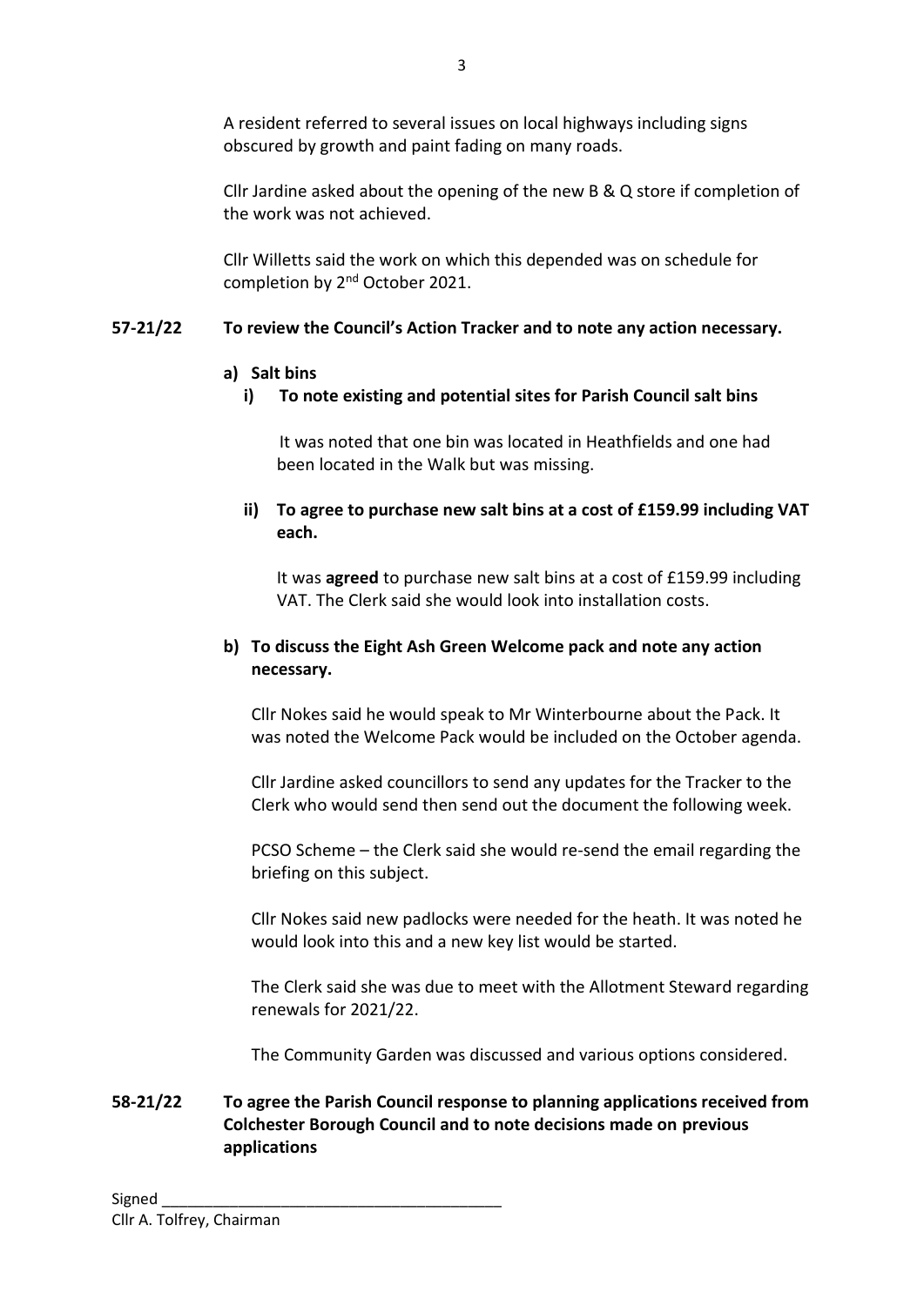A resident referred to several issues on local highways including signs obscured by growth and paint fading on many roads.

Cllr Jardine asked about the opening of the new B & Q store if completion of the work was not achieved.

Cllr Willetts said the work on which this depended was on schedule for completion by 2nd October 2021.

**57-21/22 To review the Council's Action Tracker and to note any action necessary.**

**a) Salt bins**

**i) To note existing and potential sites for Parish Council salt bins**

It was noted that one bin was located in Heathfields and one had been located in the Walk but was missing.

**ii) To agree to purchase new salt bins at a cost of £159.99 including VAT each.**

It was **agreed** to purchase new salt bins at a cost of £159.99 including VAT. The Clerk said she would look into installation costs.

**b) To discuss the Eight Ash Green Welcome pack and note any action necessary.**

Cllr Nokes said he would speak to Mr Winterbourne about the Pack. It was noted the Welcome Pack would be included on the October agenda.

Cllr Jardine asked councillors to send any updates for the Tracker to the Clerk who would send then send out the document the following week.

PCSO Scheme – the Clerk said she would re-send the email regarding the briefing on this subject.

Cllr Nokes said new padlocks were needed for the heath. It was noted he would look into this and a new key list would be started.

The Clerk said she was due to meet with the Allotment Steward regarding renewals for 2021/22.

The Community Garden was discussed and various options considered.

**58-21/22 To agree the Parish Council response to planning applications received from Colchester Borough Council and to note decisions made on previous applications**

Signed \_\_\_\_\_\_\_\_\_\_\_\_\_\_\_\_\_\_\_\_\_\_\_\_\_\_\_\_\_\_\_\_\_\_\_\_\_\_\_\_

Cllr A. Tolfrey, Chairman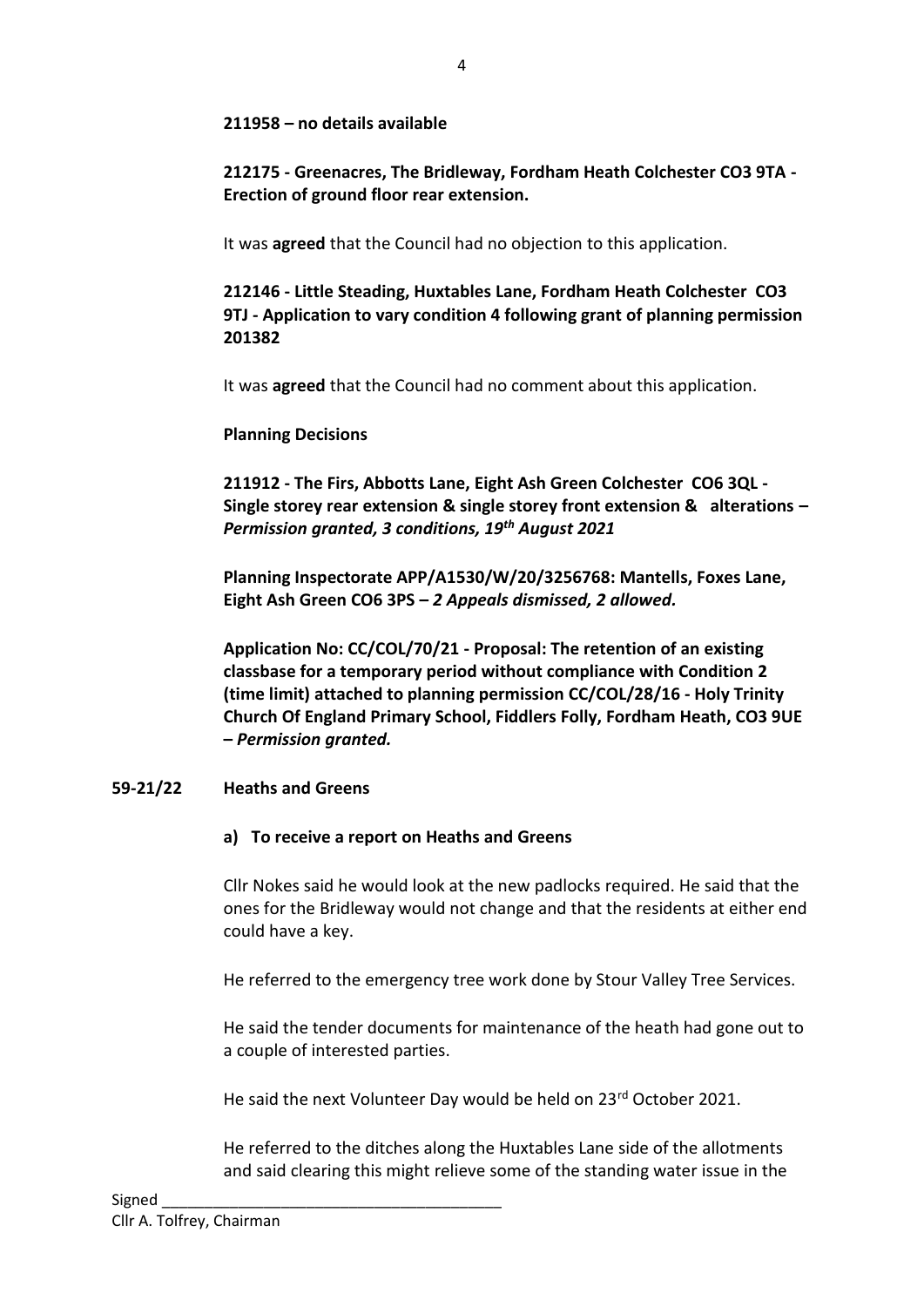**211958 – no details available**

**212175 - Greenacres, The Bridleway, Fordham Heath Colchester CO3 9TA - Erection of ground floor rear extension.**

It was **agreed** that the Council had no objection to this application.

**212146 - Little Steading, Huxtables Lane, Fordham Heath Colchester CO3 9TJ - Application to vary condition 4 following grant of planning permission 201382**

It was **agreed** that the Council had no comment about this application.

**Planning Decisions**

**211912 - The Firs, Abbotts Lane, Eight Ash Green Colchester CO6 3QL - Single storey rear extension & single storey front extension & alterations –** ***Permission granted, 3 conditions, 19th August 2021***

**Planning Inspectorate APP/A1530/W/20/3256768: Mantells, Foxes Lane, Eight Ash Green CO6 3PS –** ***2 Appeals dismissed, 2 allowed.***

**Application No: CC/COL/70/21 - Proposal: The retention of an existing classbase for a temporary period without compliance with Condition 2 (time limit) attached to planning permission CC/COL/28/16 - Holy Trinity Church Of England Primary School, Fiddlers Folly, Fordham Heath, CO3 9UE –** ***Permission granted.***

## 59-21/22 Heaths and Greens

**a) To receive a report on Heaths and Greens**

Cllr Nokes said he would look at the new padlocks required. He said that the ones for the Bridleway would not change and that the residents at either end could have a key.

He referred to the emergency tree work done by Stour Valley Tree Services.

He said the tender documents for maintenance of the heath had gone out to a couple of interested parties.

He said the next Volunteer Day would be held on 23rd October 2021.

He referred to the ditches along the Huxtables Lane side of the allotments and said clearing this might relieve some of the standing water issue in the

Signed \_\_\_\_\_\_\_\_\_\_\_\_\_\_\_\_\_\_\_\_\_\_\_\_\_\_\_\_\_\_\_\_\_\_\_\_\_\_\_
Cllr A. Tolfrey, Chairman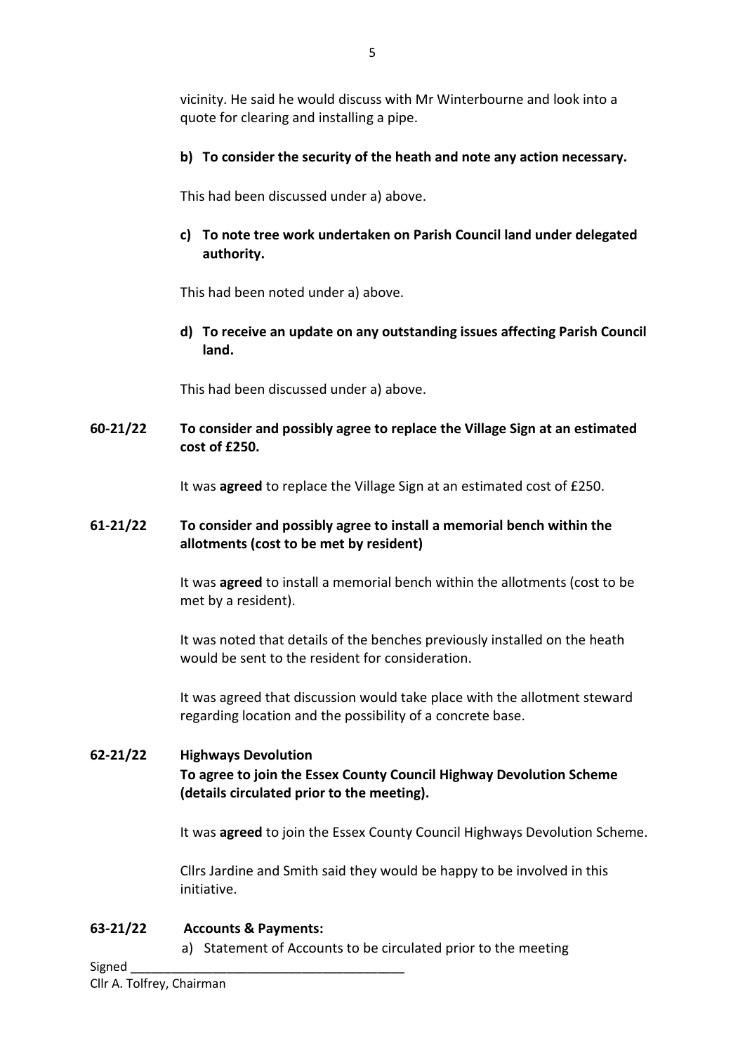vicinity. He said he would discuss with Mr Winterbourne and look into a quote for clearing and installing a pipe.

**b) To consider the security of the heath and note any action necessary.**

This had been discussed under a) above.

**c) To note tree work undertaken on Parish Council land under delegated authority.**

This had been noted under a) above.

**d) To receive an update on any outstanding issues affecting Parish Council land.**

This had been discussed under a) above.

**60-21/22 To consider and possibly agree to replace the Village Sign at an estimated cost of £250.**

It was **agreed** to replace the Village Sign at an estimated cost of £250.

**61-21/22 To consider and possibly agree to install a memorial bench within the allotments (cost to be met by resident)**

It was **agreed** to install a memorial bench within the allotments (cost to be met by a resident).

It was noted that details of the benches previously installed on the heath would be sent to the resident for consideration.

It was agreed that discussion would take place with the allotment steward regarding location and the possibility of a concrete base.

**62-21/22 Highways Devolution**
**To agree to join the Essex County Council Highway Devolution Scheme (details circulated prior to the meeting).**

It was **agreed** to join the Essex County Council Highways Devolution Scheme.

Cllrs Jardine and Smith said they would be happy to be involved in this initiative.

**63-21/22 Accounts & Payments:**

a) Statement of Accounts to be circulated prior to the meeting

Signed ______________________________________
Cllr A. Tolfrey, Chairman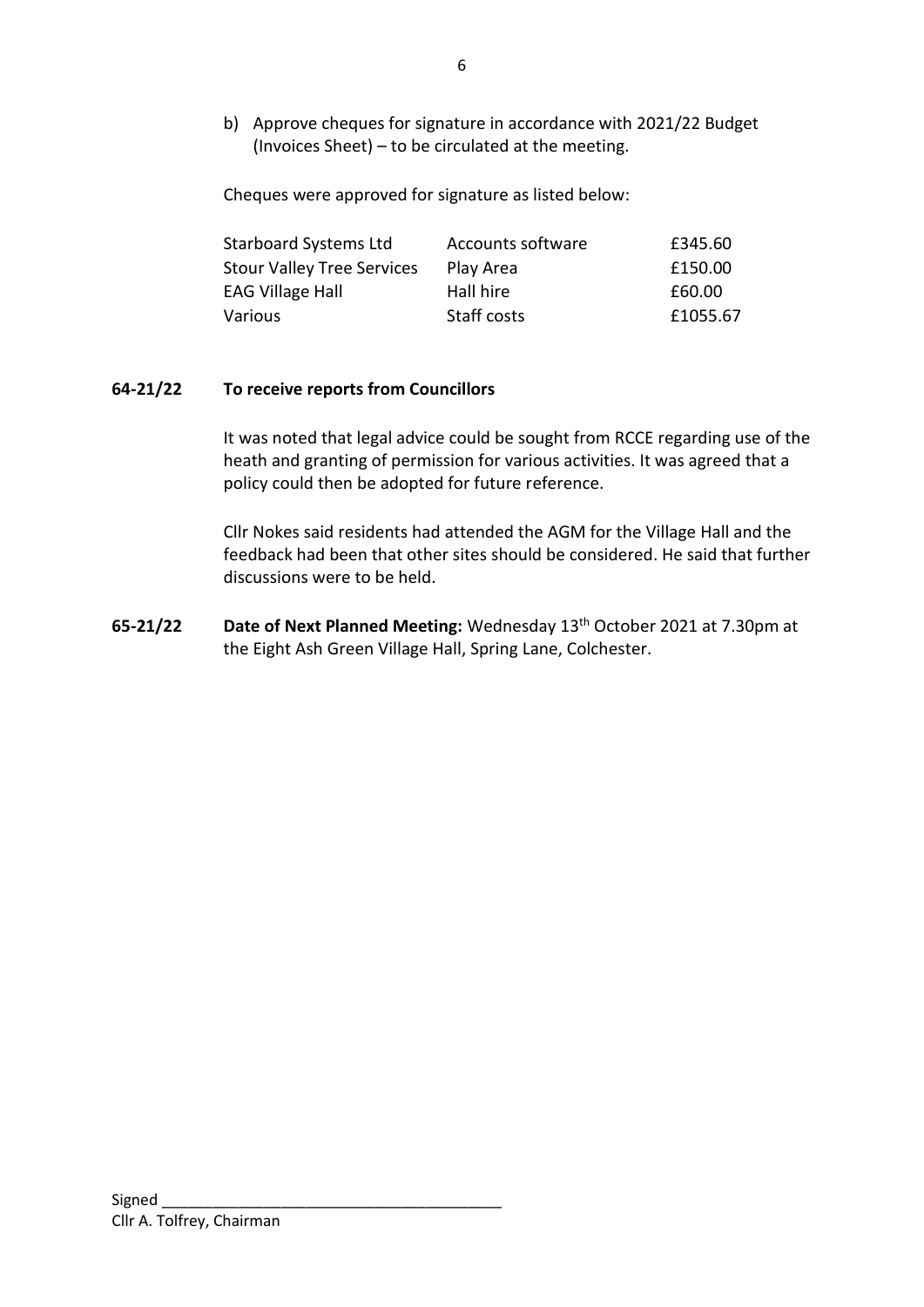b) Approve cheques for signature in accordance with 2021/22 Budget (Invoices Sheet) – to be circulated at the meeting.

Cheques were approved for signature as listed below:

| | | |
|---|---|---|
| Starboard Systems Ltd | Accounts software | £345.60 |
| Stour Valley Tree Services | Play Area | £150.00 |
| EAG Village Hall | Hall hire | £60.00 |
| Various | Staff costs | £1055.67 |

**64-21/22 To receive reports from Councillors**

It was noted that legal advice could be sought from RCCE regarding use of the heath and granting of permission for various activities. It was agreed that a policy could then be adopted for future reference.

Cllr Nokes said residents had attended the AGM for the Village Hall and the feedback had been that other sites should be considered. He said that further discussions were to be held.

**65-21/22 Date of Next Planned Meeting:** Wednesday 13th October 2021 at 7.30pm at the Eight Ash Green Village Hall, Spring Lane, Colchester.

Signed ________________________________________
Cllr A. Tolfrey, Chairman